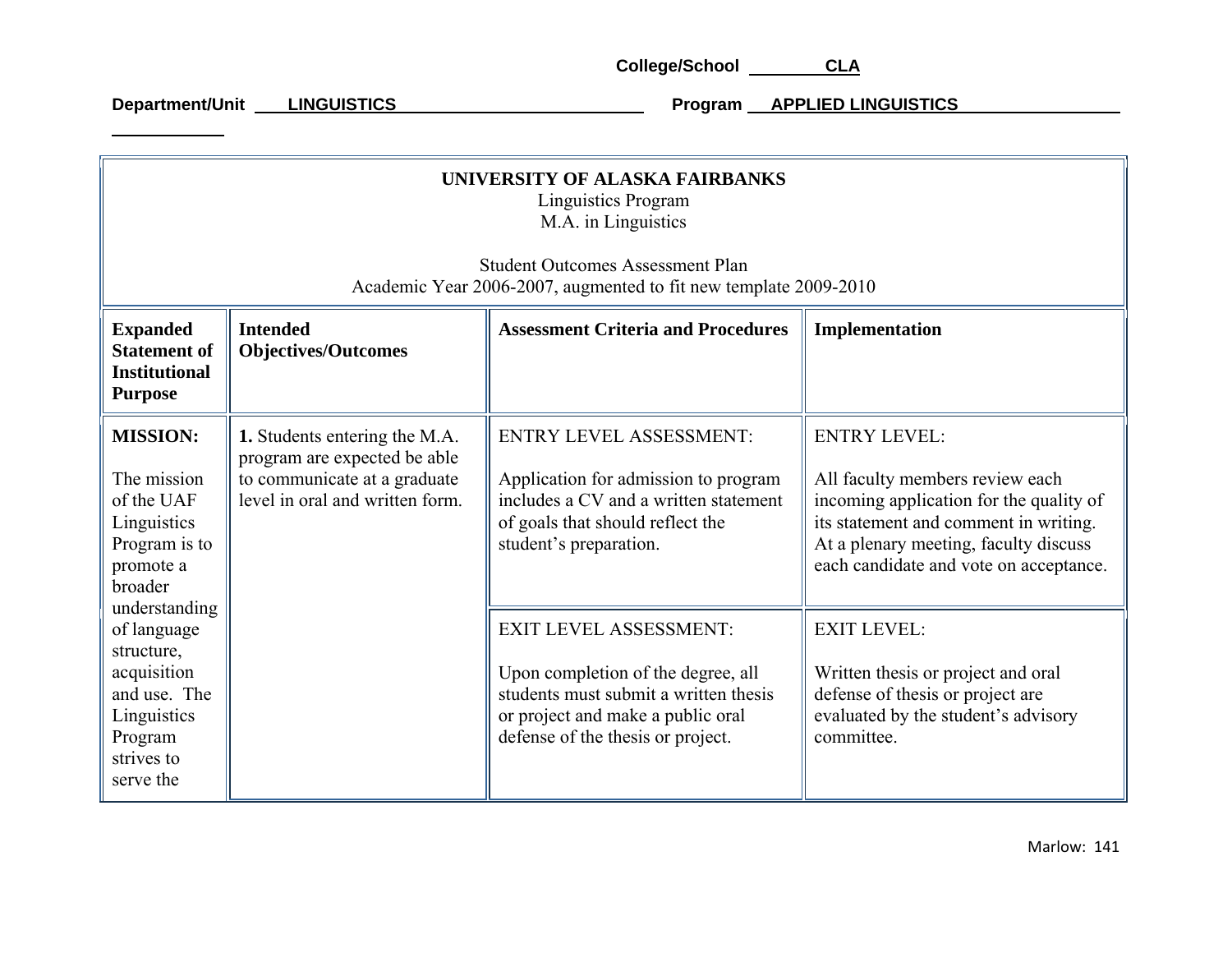College/School CLA

Department/Unit LINGUISTICS Program APPLIED LINGUISTICS

**UNIVERSITY OF ALASKA FAIRBANKS**
Linguistics Program
M.A. in Linguistics

Student Outcomes Assessment Plan
Academic Year 2006-2007, augmented to fit new template 2009-2010

| **Expanded Statement of Institutional Purpose** | **Intended Objectives/Outcomes** | **Assessment Criteria and Procedures** | **Implementation** |
|---|---|---|---|
| **MISSION:** The mission of the UAF Linguistics Program is to promote a broader understanding of language structure, acquisition and use. The Linguistics Program strives to serve the | **1.** Students entering the M.A. program are expected be able to communicate at a graduate level in oral and written form. | ENTRY LEVEL ASSESSMENT: Application for admission to program includes a CV and a written statement of goals that should reflect the student's preparation. | ENTRY LEVEL: All faculty members review each incoming application for the quality of its statement and comment in writing. At a plenary meeting, faculty discuss each candidate and vote on acceptance. |
| | | EXIT LEVEL ASSESSMENT: Upon completion of the degree, all students must submit a written thesis or project and make a public oral defense of the thesis or project. | EXIT LEVEL: Written thesis or project and oral defense of thesis or project are evaluated by the student's advisory committee. |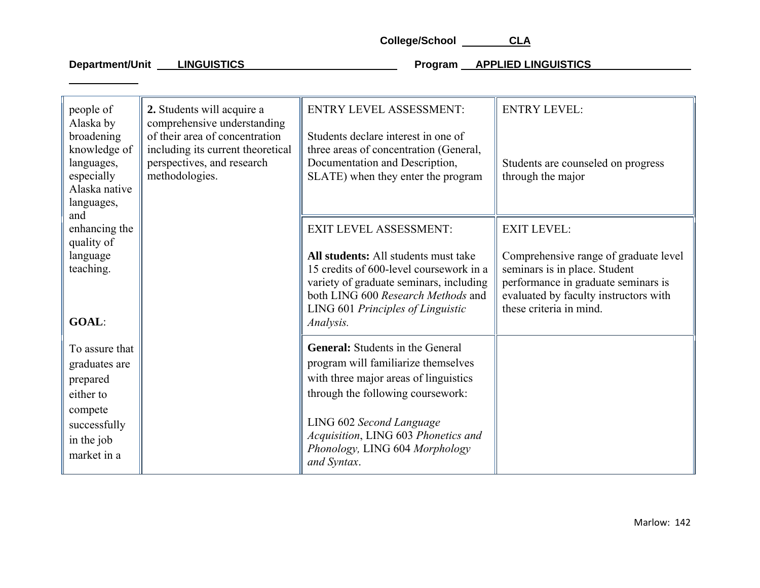College/School **CLA**

**Department/Unit** **LINGUISTICS** **Program** **APPLIED LINGUISTICS**

| | | | |
|---|---|---|---|
| people of Alaska by broadening knowledge of languages, especially Alaska native languages, and enhancing the quality of language teaching.<br><br>**GOAL**:<br><br>To assure that graduates are prepared either to compete successfully in the job market in a | **2.** Students will acquire a comprehensive understanding of their area of concentration including its current theoretical perspectives, and research methodologies. | ENTRY LEVEL ASSESSMENT:<br><br>Students declare interest in one of three areas of concentration (General, Documentation and Description, SLATE) when they enter the program | ENTRY LEVEL:<br><br>Students are counseled on progress through the major |
| | | EXIT LEVEL ASSESSMENT:<br><br>**All students:** All students must take 15 credits of 600-level coursework in a variety of graduate seminars, including both LING 600 *Research Methods* and LING 601 *Principles of Linguistic Analysis.* | EXIT LEVEL:<br><br>Comprehensive range of graduate level seminars is in place. Student performance in graduate seminars is evaluated by faculty instructors with these criteria in mind. |
| | | **General:** Students in the General program will familiarize themselves with three major areas of linguistics through the following coursework:<br><br>LING 602 *Second Language Acquisition*, LING 603 *Phonetics and Phonology,* LING 604 *Morphology and Syntax*. | |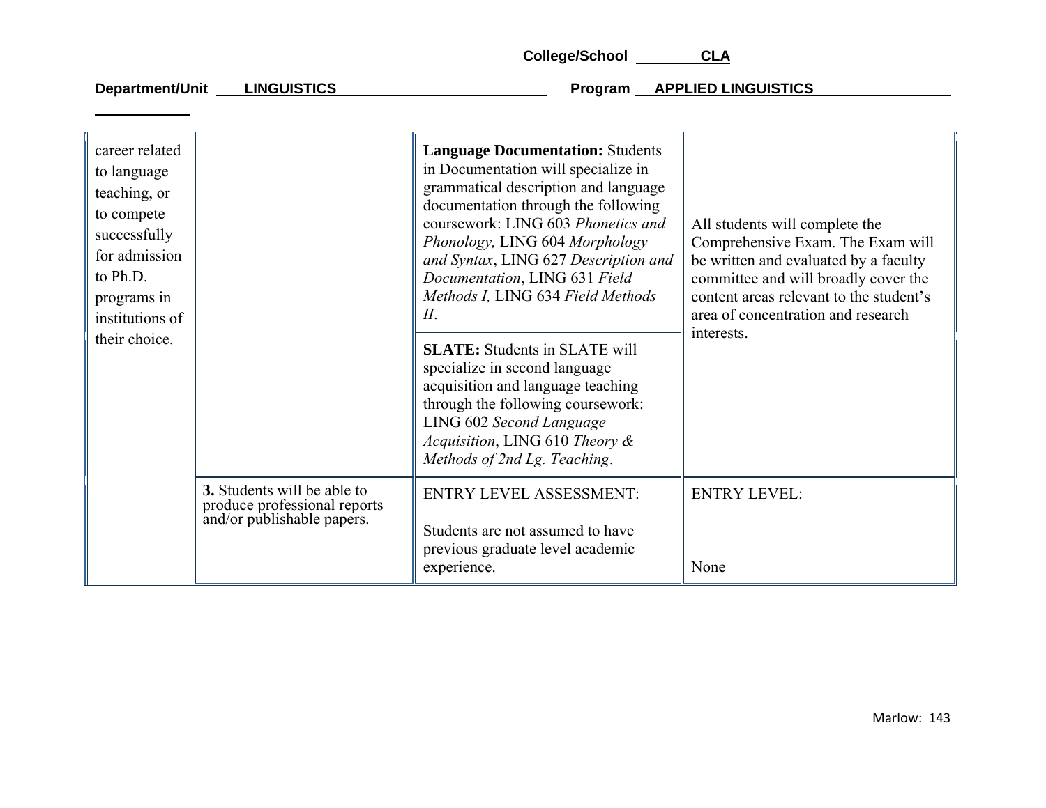College/School CLA

Department/Unit LINGUISTICS Program APPLIED LINGUISTICS

| | | | |
|---|---|---|---|
| career related to language teaching, or to compete successfully for admission to Ph.D. programs in institutions of their choice. | | **Language Documentation:** Students in Documentation will specialize in grammatical description and language documentation through the following coursework: LING 603 *Phonetics and Phonology,* LING 604 *Morphology and Syntax*, LING 627 *Description and Documentation*, LING 631 *Field Methods I,* LING 634 *Field Methods II*.<br><br>**SLATE:** Students in SLATE will specialize in second language acquisition and language teaching through the following coursework: LING 602 *Second Language Acquisition*, LING 610 *Theory & Methods of 2nd Lg. Teaching*. | All students will complete the Comprehensive Exam. The Exam will be written and evaluated by a faculty committee and will broadly cover the content areas relevant to the student's area of concentration and research interests. |
| | **3.** Students will be able to produce professional reports and/or publishable papers. | ENTRY LEVEL ASSESSMENT:<br><br>Students are not assumed to have previous graduate level academic experience. | ENTRY LEVEL:<br><br>None |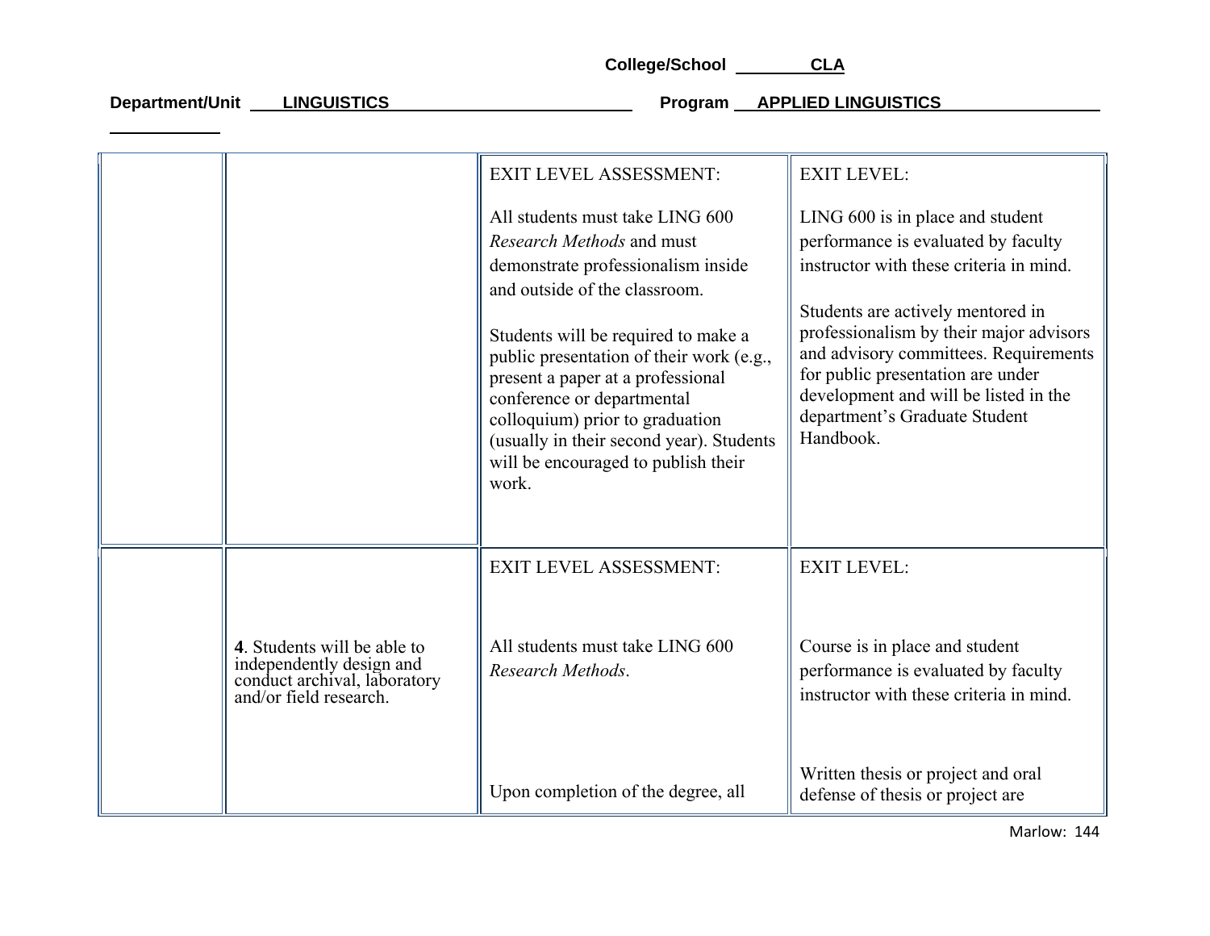College/School **CLA**

Department/Unit **LINGUISTICS** Program **APPLIED LINGUISTICS**

| | | | |
|---|---|---|---|
| | | EXIT LEVEL ASSESSMENT:<br><br>All students must take LING 600 *Research Methods* and must demonstrate professionalism inside and outside of the classroom.<br><br>Students will be required to make a public presentation of their work (e.g., present a paper at a professional conference or departmental colloquium) prior to graduation (usually in their second year). Students will be encouraged to publish their work. | EXIT LEVEL:<br><br>LING 600 is in place and student performance is evaluated by faculty instructor with these criteria in mind.<br><br>Students are actively mentored in professionalism by their major advisors and advisory committees. Requirements for public presentation are under development and will be listed in the department's Graduate Student Handbook. |
| | **4**. Students will be able to independently design and conduct archival, laboratory and/or field research. | EXIT LEVEL ASSESSMENT:<br><br>All students must take LING 600 *Research Methods*.<br><br>Upon completion of the degree, all | EXIT LEVEL:<br><br>Course is in place and student performance is evaluated by faculty instructor with these criteria in mind.<br><br>Written thesis or project and oral defense of thesis or project are |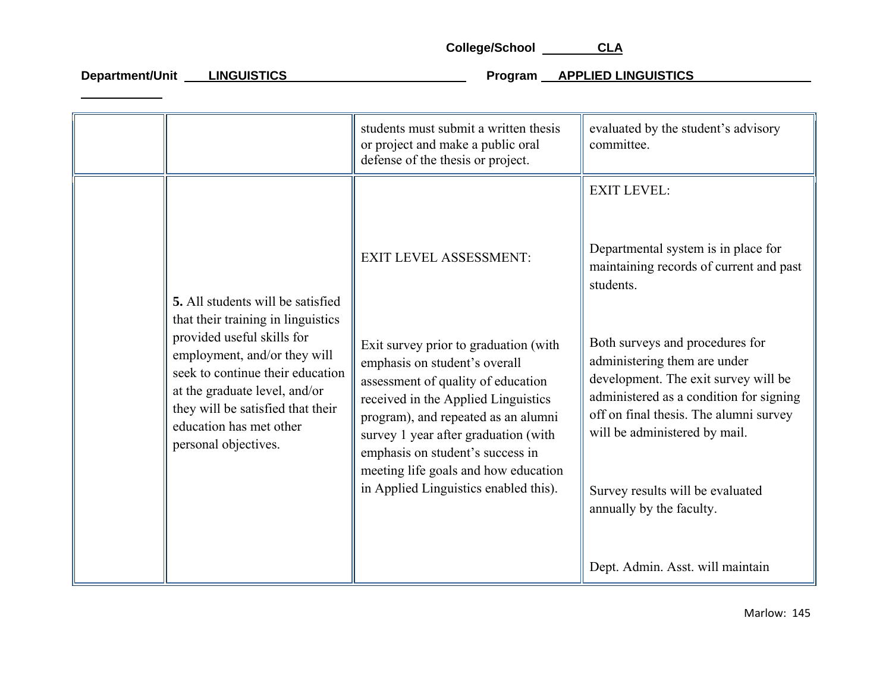College/School CLA

Department/Unit LINGUISTICS Program APPLIED LINGUISTICS

| | | | |
|---|---|---|---|
| | | students must submit a written thesis or project and make a public oral defense of the thesis or project. | evaluated by the student's advisory committee. |
| | **5.** All students will be satisfied that their training in linguistics provided useful skills for employment, and/or they will seek to continue their education at the graduate level, and/or they will be satisfied that their education has met other personal objectives. | EXIT LEVEL ASSESSMENT:<br><br>Exit survey prior to graduation (with emphasis on student's overall assessment of quality of education received in the Applied Linguistics program), and repeated as an alumni survey 1 year after graduation (with emphasis on student's success in meeting life goals and how education in Applied Linguistics enabled this). | EXIT LEVEL:<br><br>Departmental system is in place for maintaining records of current and past students.<br><br>Both surveys and procedures for administering them are under development. The exit survey will be administered as a condition for signing off on final thesis. The alumni survey will be administered by mail.<br><br>Survey results will be evaluated annually by the faculty.<br><br>Dept. Admin. Asst. will maintain |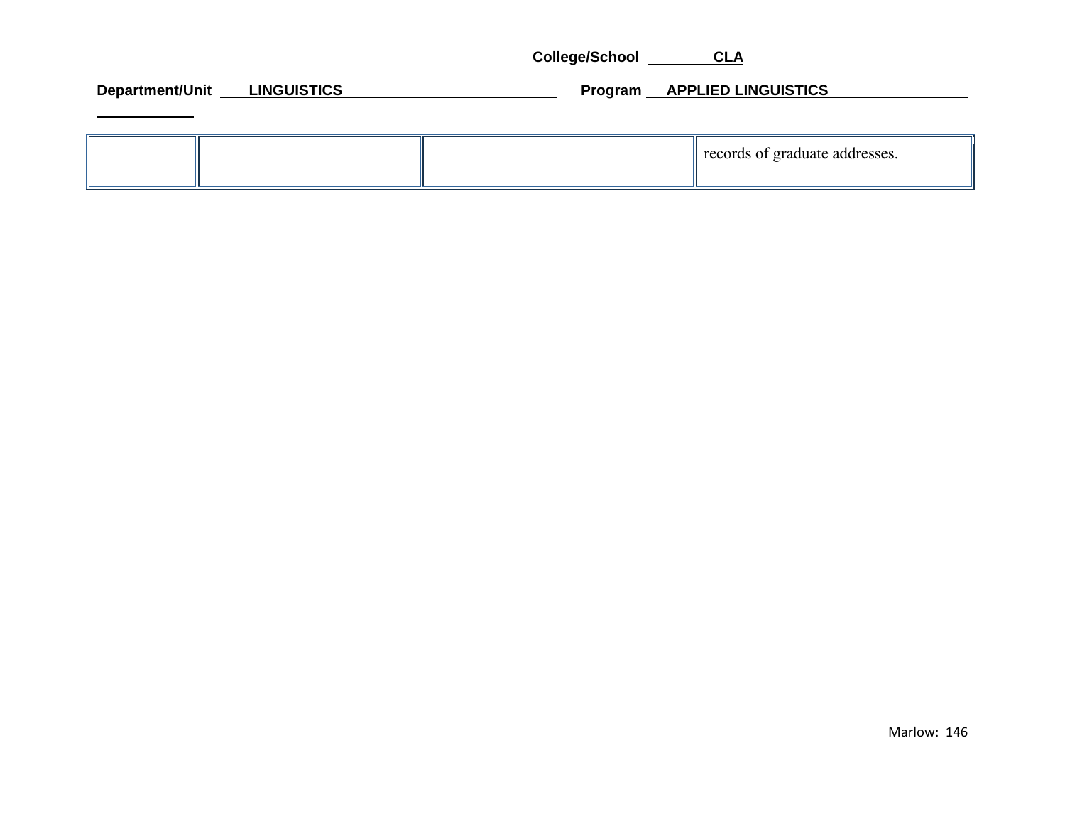College/School CLA

Department/Unit LINGUISTICS Program APPLIED LINGUISTICS

| | | | |
|---|---|---|---|
| | | | records of graduate addresses. |